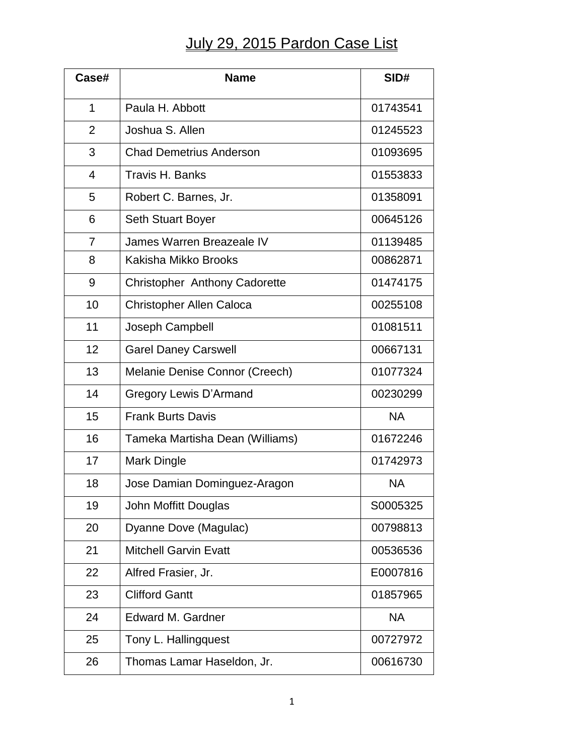# July 29, 2015 Pardon Case List

| Case# | Name | SID# |
|---|---|---|
| 1 | Paula H. Abbott | 01743541 |
| 2 | Joshua S. Allen | 01245523 |
| 3 | Chad Demetrius Anderson | 01093695 |
| 4 | Travis H. Banks | 01553833 |
| 5 | Robert C. Barnes, Jr. | 01358091 |
| 6 | Seth Stuart Boyer | 00645126 |
| 7 | James Warren Breazeale IV | 01139485 |
| 8 | Kakisha Mikko Brooks | 00862871 |
| 9 | Christopher  Anthony Cadorette | 01474175 |
| 10 | Christopher Allen Caloca | 00255108 |
| 11 | Joseph Campbell | 01081511 |
| 12 | Garel Daney Carswell | 00667131 |
| 13 | Melanie Denise Connor (Creech) | 01077324 |
| 14 | Gregory Lewis D'Armand | 00230299 |
| 15 | Frank Burts Davis | NA |
| 16 | Tameka Martisha Dean (Williams) | 01672246 |
| 17 | Mark Dingle | 01742973 |
| 18 | Jose Damian Dominguez-Aragon | NA |
| 19 | John Moffitt Douglas | S0005325 |
| 20 | Dyanne Dove (Magulac) | 00798813 |
| 21 | Mitchell Garvin Evatt | 00536536 |
| 22 | Alfred Frasier, Jr. | E0007816 |
| 23 | Clifford Gantt | 01857965 |
| 24 | Edward M. Gardner | NA |
| 25 | Tony L. Hallingquest | 00727972 |
| 26 | Thomas Lamar Haseldon, Jr. | 00616730 |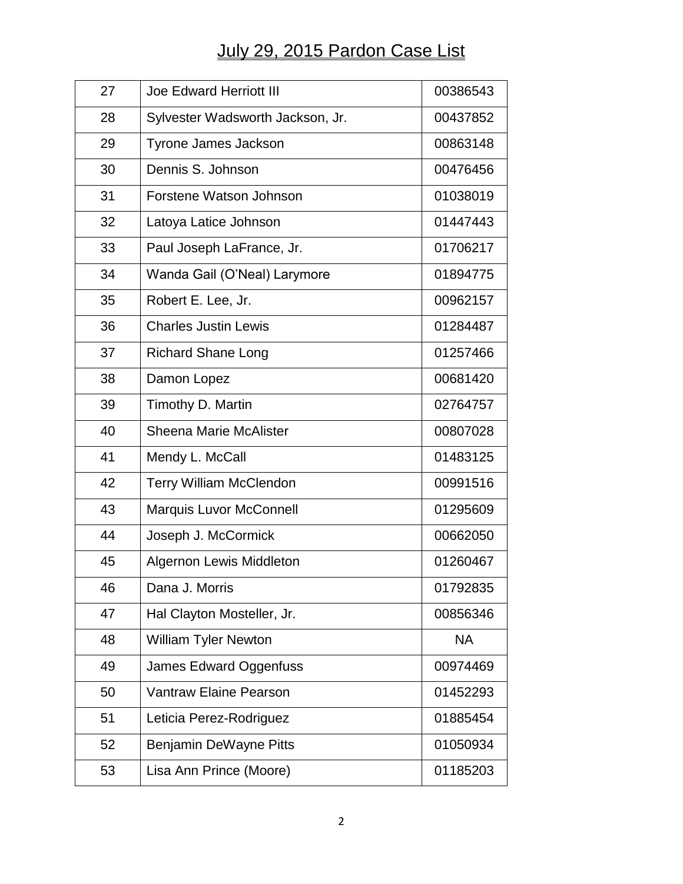# July 29, 2015 Pardon Case List

| | | |
|---|---|---|
| 27 | Joe Edward Herriott III | 00386543 |
| 28 | Sylvester Wadsworth Jackson, Jr. | 00437852 |
| 29 | Tyrone James Jackson | 00863148 |
| 30 | Dennis S. Johnson | 00476456 |
| 31 | Forstene Watson Johnson | 01038019 |
| 32 | Latoya Latice Johnson | 01447443 |
| 33 | Paul Joseph LaFrance, Jr. | 01706217 |
| 34 | Wanda Gail (O'Neal) Larymore | 01894775 |
| 35 | Robert E. Lee, Jr. | 00962157 |
| 36 | Charles Justin Lewis | 01284487 |
| 37 | Richard Shane Long | 01257466 |
| 38 | Damon Lopez | 00681420 |
| 39 | Timothy D. Martin | 02764757 |
| 40 | Sheena Marie McAlister | 00807028 |
| 41 | Mendy L. McCall | 01483125 |
| 42 | Terry William McClendon | 00991516 |
| 43 | Marquis Luvor McConnell | 01295609 |
| 44 | Joseph J. McCormick | 00662050 |
| 45 | Algernon Lewis Middleton | 01260467 |
| 46 | Dana J. Morris | 01792835 |
| 47 | Hal Clayton Mosteller, Jr. | 00856346 |
| 48 | William Tyler Newton | NA |
| 49 | James Edward Oggenfuss | 00974469 |
| 50 | Vantraw Elaine Pearson | 01452293 |
| 51 | Leticia Perez-Rodriguez | 01885454 |
| 52 | Benjamin DeWayne Pitts | 01050934 |
| 53 | Lisa Ann Prince (Moore) | 01185203 |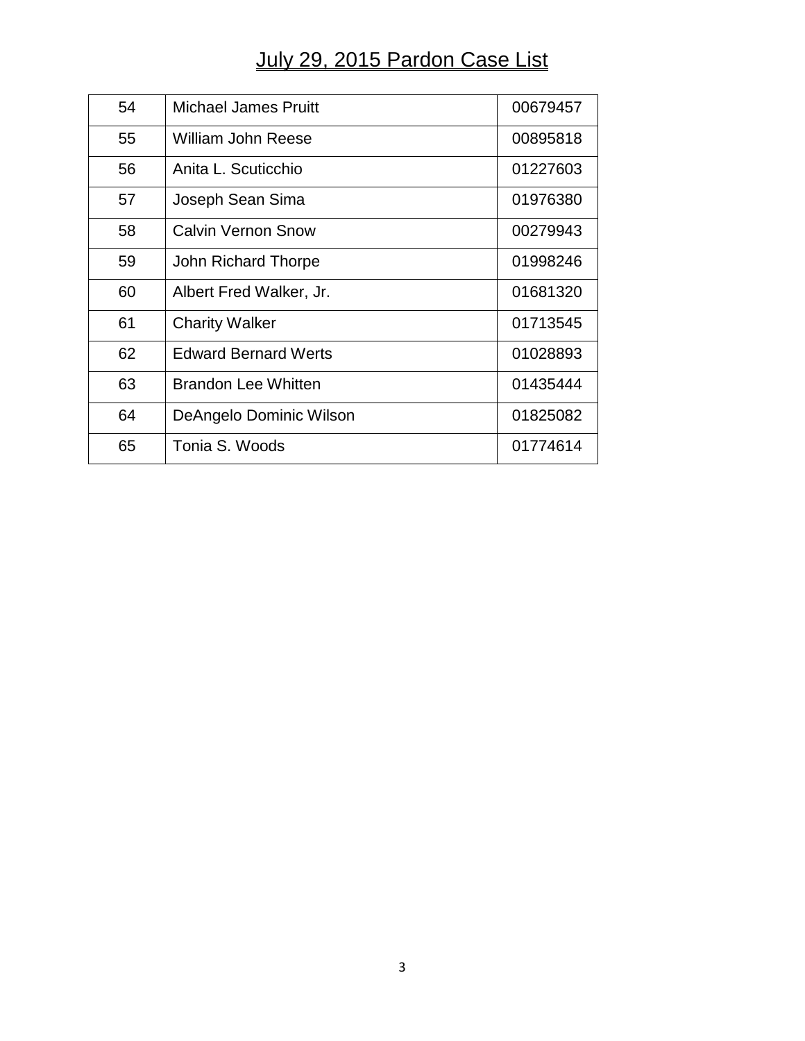# July 29, 2015 Pardon Case List

| | | |
|---|---|---|
| 54 | Michael James Pruitt | 00679457 |
| 55 | William John Reese | 00895818 |
| 56 | Anita L. Scuticchio | 01227603 |
| 57 | Joseph Sean Sima | 01976380 |
| 58 | Calvin Vernon Snow | 00279943 |
| 59 | John Richard Thorpe | 01998246 |
| 60 | Albert Fred Walker, Jr. | 01681320 |
| 61 | Charity Walker | 01713545 |
| 62 | Edward Bernard Werts | 01028893 |
| 63 | Brandon Lee Whitten | 01435444 |
| 64 | DeAngelo Dominic Wilson | 01825082 |
| 65 | Tonia S. Woods | 01774614 |